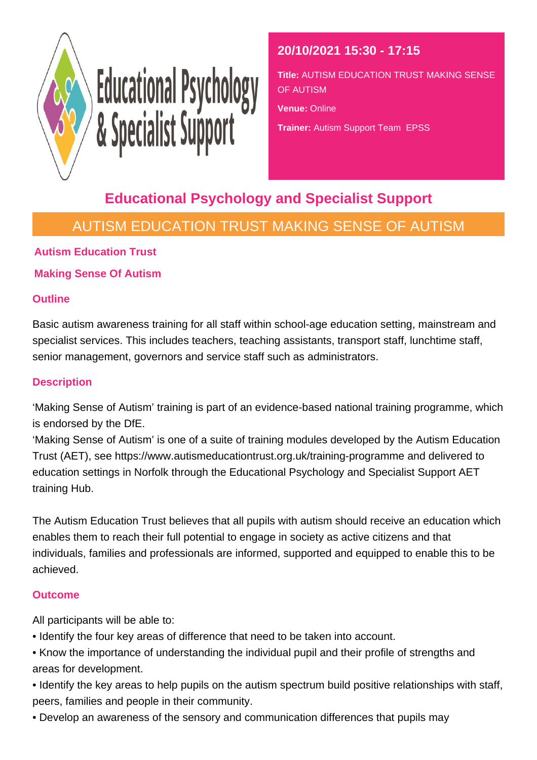Educational Psychology & Specialist Support

**20/10/2021 15:30 - 17:15**

**Title:** AUTISM EDUCATION TRUST MAKING SENSE OF AUTISM

**Venue:** Online

**Trainer:** Autism Support Team EPSS

## Educational Psychology and Specialist Support

## AUTISM EDUCATION TRUST MAKING SENSE OF AUTISM

**Autism Education Trust**

**Making Sense Of Autism**

### Outline

Basic autism awareness training for all staff within school-age education setting, mainstream and specialist services. This includes teachers, teaching assistants, transport staff, lunchtime staff, senior management, governors and service staff such as administrators.

### Description

'Making Sense of Autism' training is part of an evidence-based national training programme, which is endorsed by the DfE.
'Making Sense of Autism' is one of a suite of training modules developed by the Autism Education Trust (AET), see https://www.autismeducationtrust.org.uk/training-programme and delivered to education settings in Norfolk through the Educational Psychology and Specialist Support AET training Hub.

The Autism Education Trust believes that all pupils with autism should receive an education which enables them to reach their full potential to engage in society as active citizens and that individuals, families and professionals are informed, supported and equipped to enable this to be achieved.

### Outcome

All participants will be able to:

- Identify the four key areas of difference that need to be taken into account.
- Know the importance of understanding the individual pupil and their profile of strengths and areas for development.
- Identify the key areas to help pupils on the autism spectrum build positive relationships with staff, peers, families and people in their community.
- Develop an awareness of the sensory and communication differences that pupils may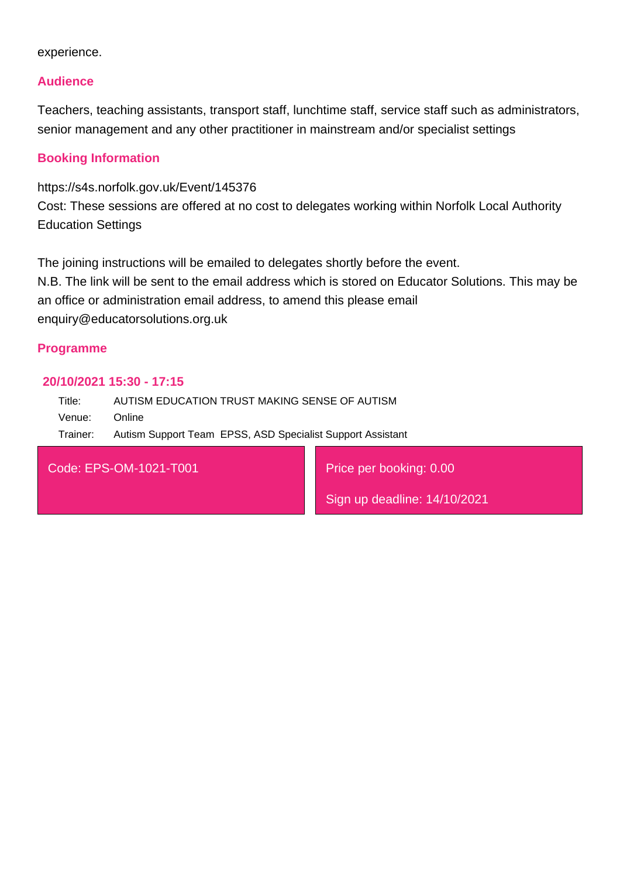experience.

## Audience

Teachers, teaching assistants, transport staff, lunchtime staff, service staff such as administrators, senior management and any other practitioner in mainstream and/or specialist settings

## Booking Information

https://s4s.norfolk.gov.uk/Event/145376
Cost: These sessions are offered at no cost to delegates working within Norfolk Local Authority Education Settings

The joining instructions will be emailed to delegates shortly before the event.
N.B. The link will be sent to the email address which is stored on Educator Solutions. This may be an office or administration email address, to amend this please email enquiry@educatorsolutions.org.uk

## Programme

### 20/10/2021 15:30 - 17:15

| | |
|---|---|
| Title: | AUTISM EDUCATION TRUST MAKING SENSE OF AUTISM |
| Venue: | Online |
| Trainer: | Autism Support Team EPSS, ASD Specialist Support Assistant |

Code: EPS-OM-1021-T001

Price per booking: 0.00

Sign up deadline: 14/10/2021